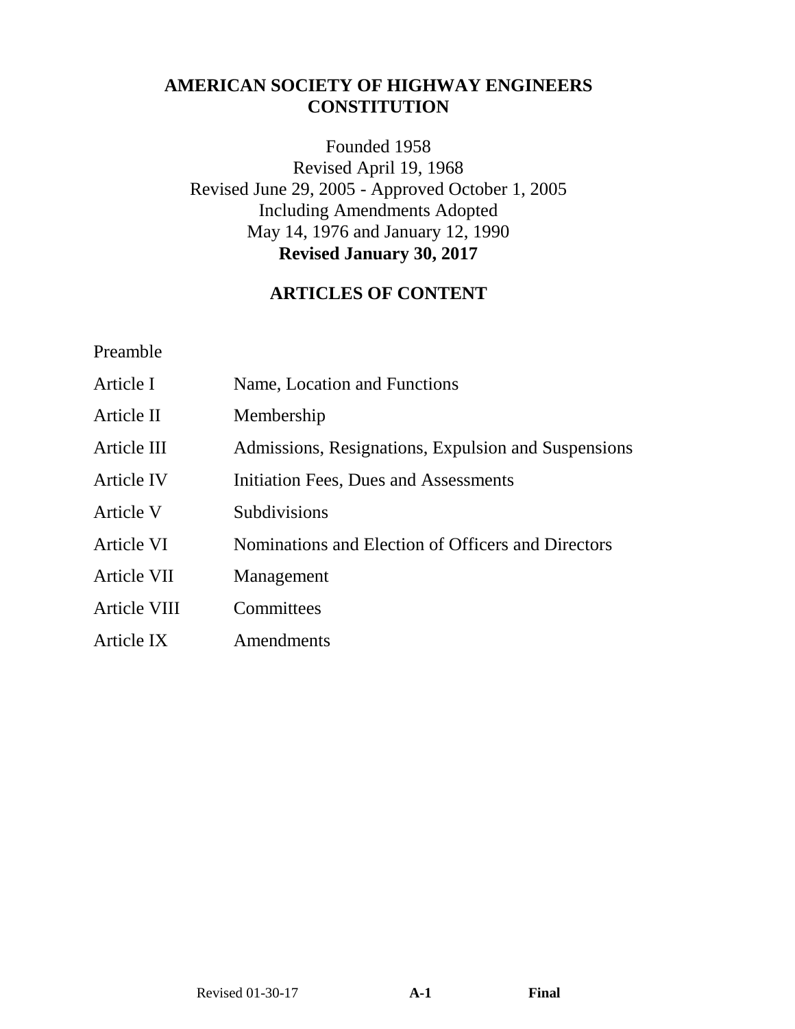# AMERICAN SOCIETY OF HIGHWAY ENGINEERS CONSTITUTION

Founded 1958
Revised April 19, 1968
Revised June 29, 2005 - Approved October 1, 2005
Including Amendments Adopted
May 14, 1976 and January 12, 1990
**Revised January 30, 2017**

## ARTICLES OF CONTENT

Preamble

| | |
|---|---|
| Article I | Name, Location and Functions |
| Article II | Membership |
| Article III | Admissions, Resignations, Expulsion and Suspensions |
| Article IV | Initiation Fees, Dues and Assessments |
| Article V | Subdivisions |
| Article VI | Nominations and Election of Officers and Directors |
| Article VII | Management |
| Article VIII | Committees |
| Article IX | Amendments |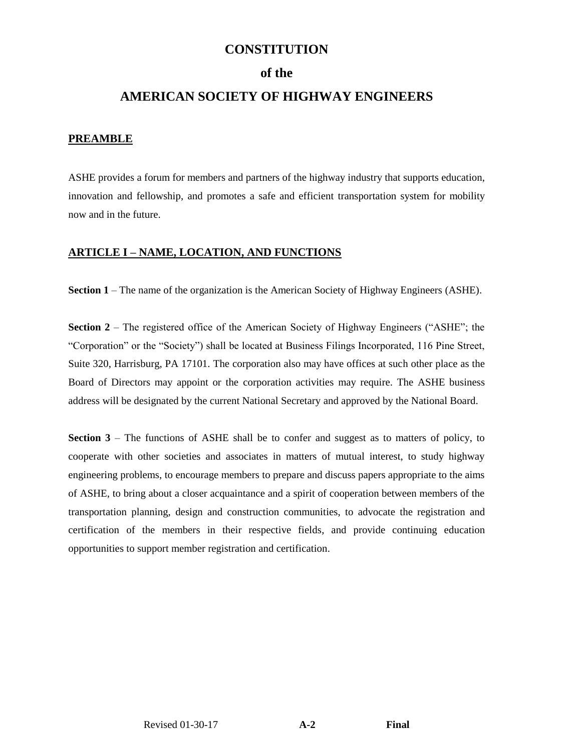# CONSTITUTION

# of the

# AMERICAN SOCIETY OF HIGHWAY ENGINEERS

## PREAMBLE

ASHE provides a forum for members and partners of the highway industry that supports education, innovation and fellowship, and promotes a safe and efficient transportation system for mobility now and in the future.

## ARTICLE I – NAME, LOCATION, AND FUNCTIONS

**Section 1** – The name of the organization is the American Society of Highway Engineers (ASHE).

**Section 2** – The registered office of the American Society of Highway Engineers ("ASHE"; the "Corporation" or the "Society") shall be located at Business Filings Incorporated, 116 Pine Street, Suite 320, Harrisburg, PA 17101. The corporation also may have offices at such other place as the Board of Directors may appoint or the corporation activities may require. The ASHE business address will be designated by the current National Secretary and approved by the National Board.

**Section 3** – The functions of ASHE shall be to confer and suggest as to matters of policy, to cooperate with other societies and associates in matters of mutual interest, to study highway engineering problems, to encourage members to prepare and discuss papers appropriate to the aims of ASHE, to bring about a closer acquaintance and a spirit of cooperation between members of the transportation planning, design and construction communities, to advocate the registration and certification of the members in their respective fields, and provide continuing education opportunities to support member registration and certification.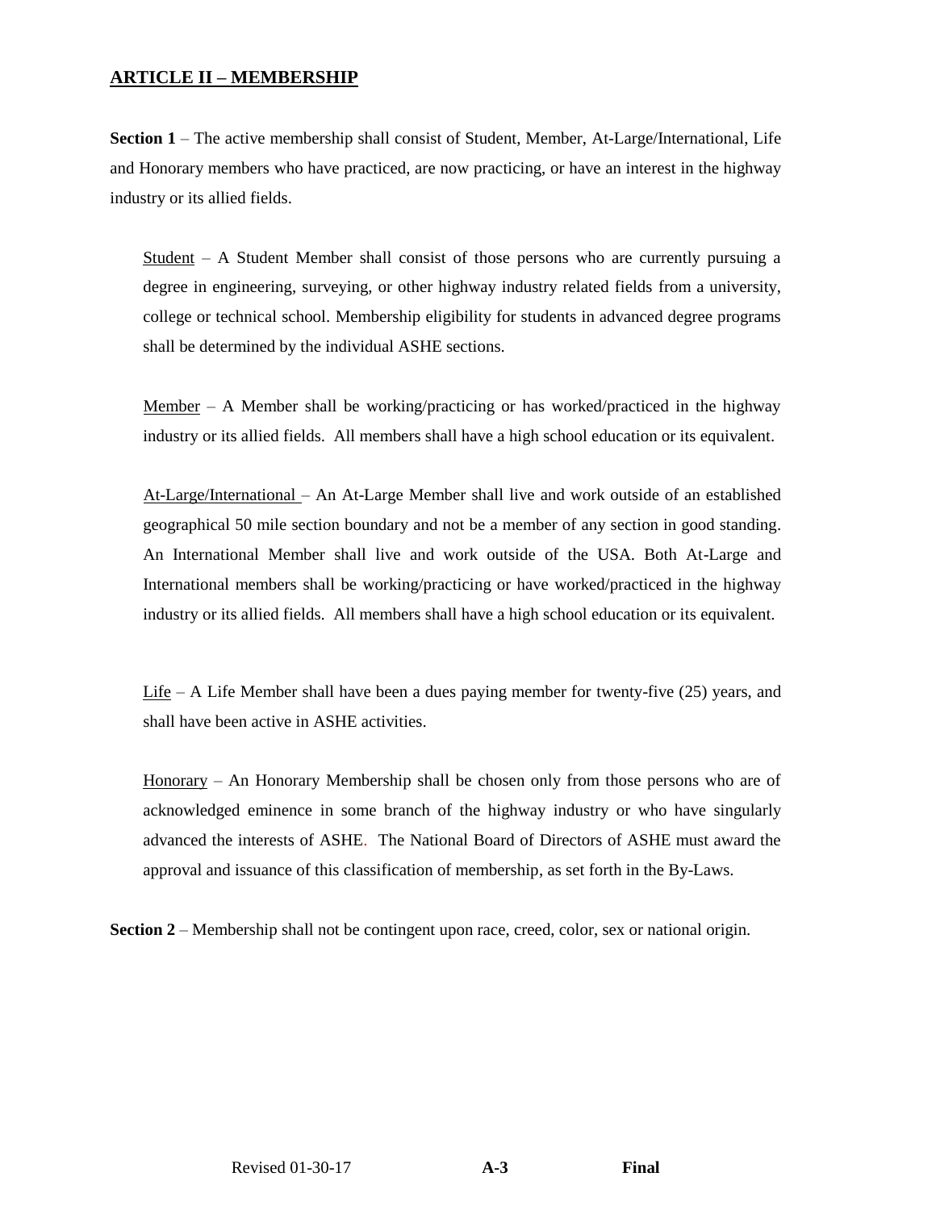## ARTICLE II – MEMBERSHIP

**Section 1** – The active membership shall consist of Student, Member, At-Large/International, Life and Honorary members who have practiced, are now practicing, or have an interest in the highway industry or its allied fields.

Student – A Student Member shall consist of those persons who are currently pursuing a degree in engineering, surveying, or other highway industry related fields from a university, college or technical school. Membership eligibility for students in advanced degree programs shall be determined by the individual ASHE sections.

Member – A Member shall be working/practicing or has worked/practiced in the highway industry or its allied fields. All members shall have a high school education or its equivalent.

At-Large/International – An At-Large Member shall live and work outside of an established geographical 50 mile section boundary and not be a member of any section in good standing. An International Member shall live and work outside of the USA. Both At-Large and International members shall be working/practicing or have worked/practiced in the highway industry or its allied fields. All members shall have a high school education or its equivalent.

Life – A Life Member shall have been a dues paying member for twenty-five (25) years, and shall have been active in ASHE activities.

Honorary – An Honorary Membership shall be chosen only from those persons who are of acknowledged eminence in some branch of the highway industry or who have singularly advanced the interests of ASHE. The National Board of Directors of ASHE must award the approval and issuance of this classification of membership, as set forth in the By-Laws.

**Section 2** – Membership shall not be contingent upon race, creed, color, sex or national origin.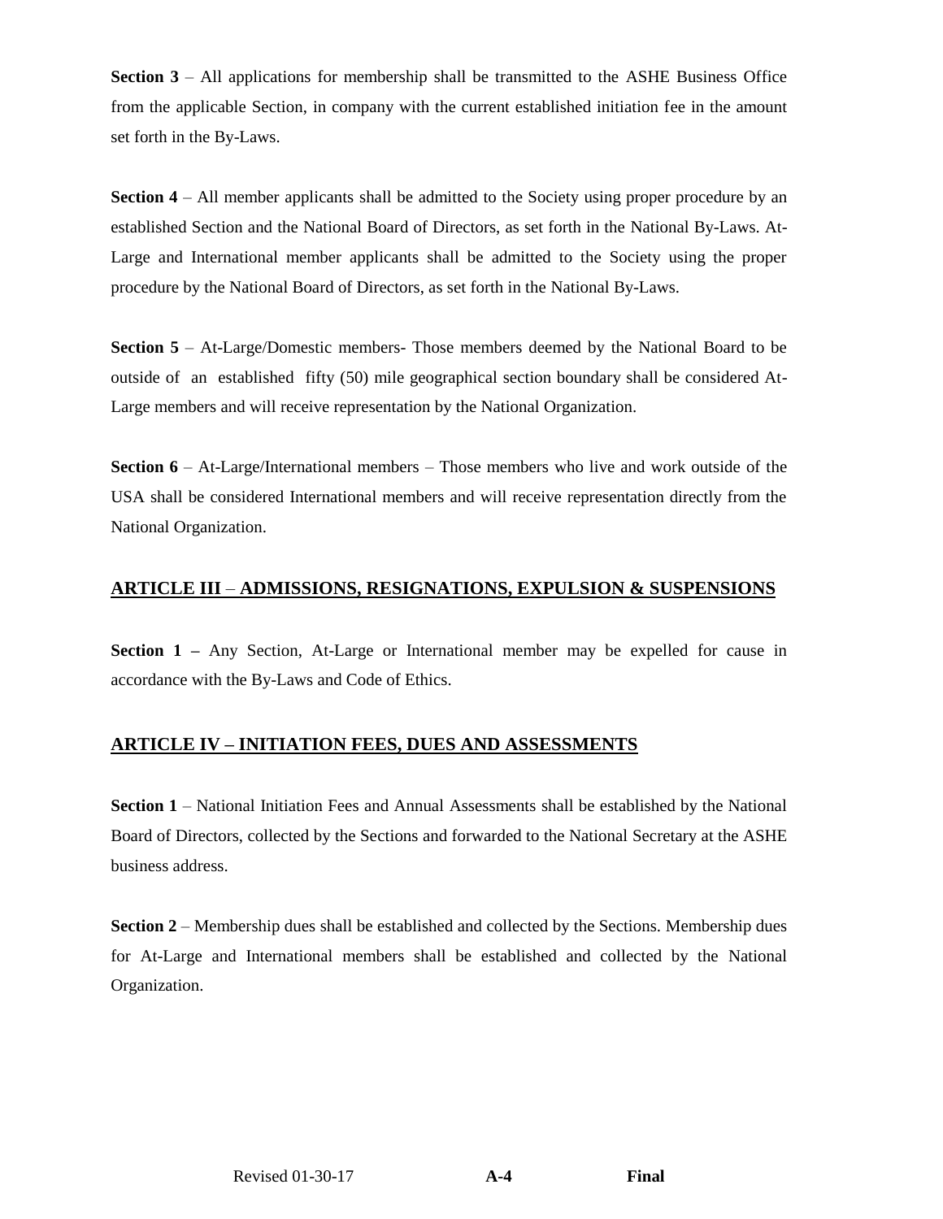**Section 3** – All applications for membership shall be transmitted to the ASHE Business Office from the applicable Section, in company with the current established initiation fee in the amount set forth in the By-Laws.

**Section 4** – All member applicants shall be admitted to the Society using proper procedure by an established Section and the National Board of Directors, as set forth in the National By-Laws. At-Large and International member applicants shall be admitted to the Society using the proper procedure by the National Board of Directors, as set forth in the National By-Laws.

**Section 5** – At-Large/Domestic members- Those members deemed by the National Board to be outside of an established fifty (50) mile geographical section boundary shall be considered At-Large members and will receive representation by the National Organization.

**Section 6** – At-Large/International members – Those members who live and work outside of the USA shall be considered International members and will receive representation directly from the National Organization.

## ARTICLE III – ADMISSIONS, RESIGNATIONS, EXPULSION & SUSPENSIONS

**Section 1 –** Any Section, At-Large or International member may be expelled for cause in accordance with the By-Laws and Code of Ethics.

## ARTICLE IV – INITIATION FEES, DUES AND ASSESSMENTS

**Section 1** – National Initiation Fees and Annual Assessments shall be established by the National Board of Directors, collected by the Sections and forwarded to the National Secretary at the ASHE business address.

**Section 2** – Membership dues shall be established and collected by the Sections. Membership dues for At-Large and International members shall be established and collected by the National Organization.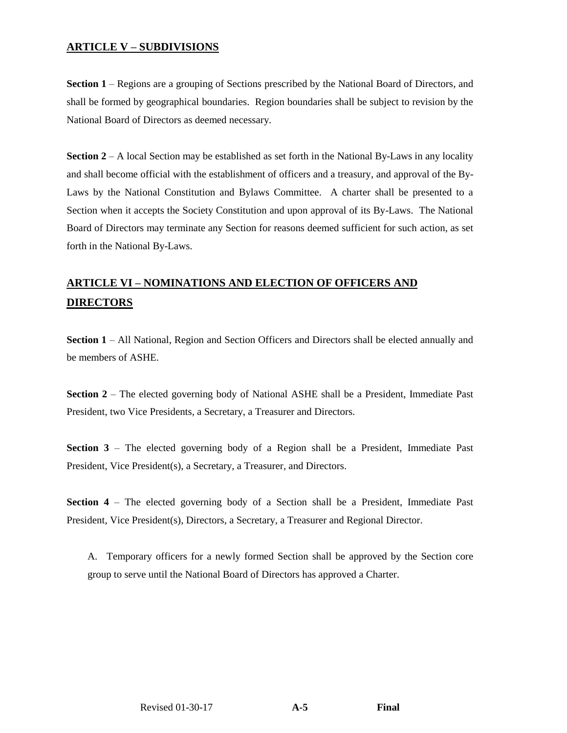## ARTICLE V – SUBDIVISIONS

**Section 1** – Regions are a grouping of Sections prescribed by the National Board of Directors, and shall be formed by geographical boundaries. Region boundaries shall be subject to revision by the National Board of Directors as deemed necessary.

**Section 2** – A local Section may be established as set forth in the National By-Laws in any locality and shall become official with the establishment of officers and a treasury, and approval of the By-Laws by the National Constitution and Bylaws Committee. A charter shall be presented to a Section when it accepts the Society Constitution and upon approval of its By-Laws. The National Board of Directors may terminate any Section for reasons deemed sufficient for such action, as set forth in the National By-Laws.

## ARTICLE VI – NOMINATIONS AND ELECTION OF OFFICERS AND DIRECTORS

**Section 1** – All National, Region and Section Officers and Directors shall be elected annually and be members of ASHE.

**Section 2** – The elected governing body of National ASHE shall be a President, Immediate Past President, two Vice Presidents, a Secretary, a Treasurer and Directors.

**Section 3** – The elected governing body of a Region shall be a President, Immediate Past President, Vice President(s), a Secretary, a Treasurer, and Directors.

**Section 4** – The elected governing body of a Section shall be a President, Immediate Past President, Vice President(s), Directors, a Secretary, a Treasurer and Regional Director.

A. Temporary officers for a newly formed Section shall be approved by the Section core group to serve until the National Board of Directors has approved a Charter.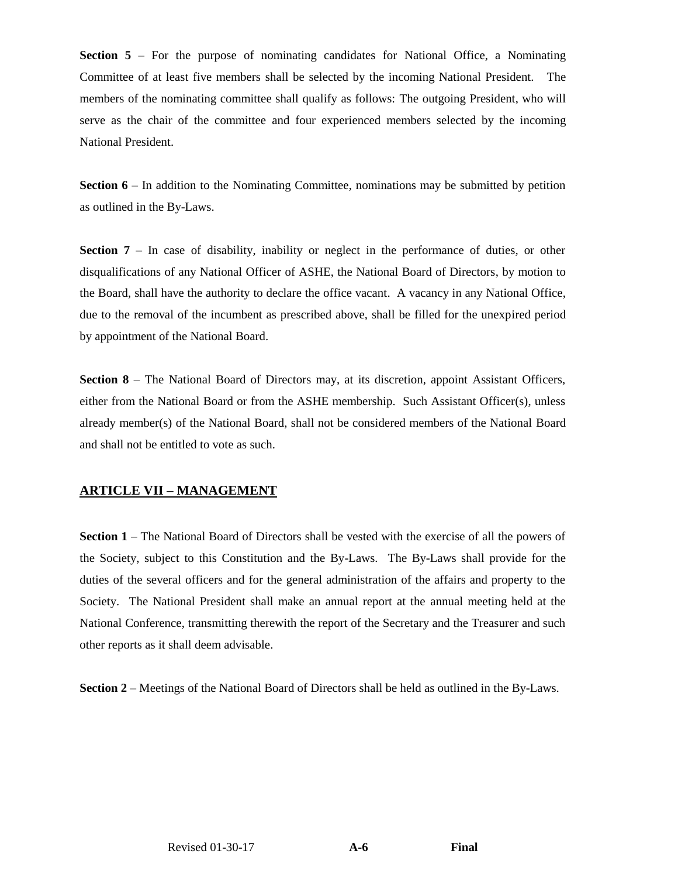**Section 5** – For the purpose of nominating candidates for National Office, a Nominating Committee of at least five members shall be selected by the incoming National President. The members of the nominating committee shall qualify as follows: The outgoing President, who will serve as the chair of the committee and four experienced members selected by the incoming National President.

**Section 6** – In addition to the Nominating Committee, nominations may be submitted by petition as outlined in the By-Laws.

**Section 7** – In case of disability, inability or neglect in the performance of duties, or other disqualifications of any National Officer of ASHE, the National Board of Directors, by motion to the Board, shall have the authority to declare the office vacant. A vacancy in any National Office, due to the removal of the incumbent as prescribed above, shall be filled for the unexpired period by appointment of the National Board.

**Section 8** – The National Board of Directors may, at its discretion, appoint Assistant Officers, either from the National Board or from the ASHE membership. Such Assistant Officer(s), unless already member(s) of the National Board, shall not be considered members of the National Board and shall not be entitled to vote as such.

## ARTICLE VII – MANAGEMENT

**Section 1** – The National Board of Directors shall be vested with the exercise of all the powers of the Society, subject to this Constitution and the By-Laws. The By-Laws shall provide for the duties of the several officers and for the general administration of the affairs and property to the Society. The National President shall make an annual report at the annual meeting held at the National Conference, transmitting therewith the report of the Secretary and the Treasurer and such other reports as it shall deem advisable.

**Section 2** – Meetings of the National Board of Directors shall be held as outlined in the By-Laws.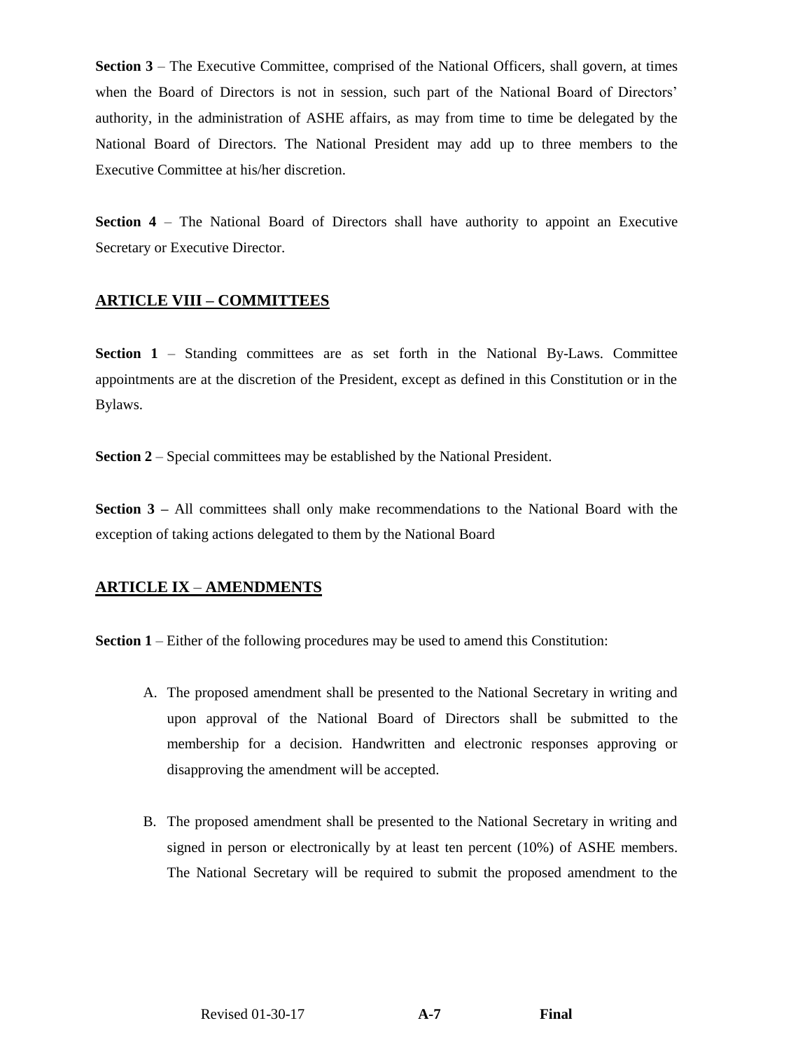**Section 3** – The Executive Committee, comprised of the National Officers, shall govern, at times when the Board of Directors is not in session, such part of the National Board of Directors' authority, in the administration of ASHE affairs, as may from time to time be delegated by the National Board of Directors. The National President may add up to three members to the Executive Committee at his/her discretion.

**Section 4** – The National Board of Directors shall have authority to appoint an Executive Secretary or Executive Director.

## ARTICLE VIII – COMMITTEES

**Section 1** – Standing committees are as set forth in the National By-Laws. Committee appointments are at the discretion of the President, except as defined in this Constitution or in the Bylaws.

**Section 2** – Special committees may be established by the National President.

**Section 3 –** All committees shall only make recommendations to the National Board with the exception of taking actions delegated to them by the National Board

## ARTICLE IX – AMENDMENTS

**Section 1** – Either of the following procedures may be used to amend this Constitution:

A. The proposed amendment shall be presented to the National Secretary in writing and upon approval of the National Board of Directors shall be submitted to the membership for a decision. Handwritten and electronic responses approving or disapproving the amendment will be accepted.

B. The proposed amendment shall be presented to the National Secretary in writing and signed in person or electronically by at least ten percent (10%) of ASHE members. The National Secretary will be required to submit the proposed amendment to the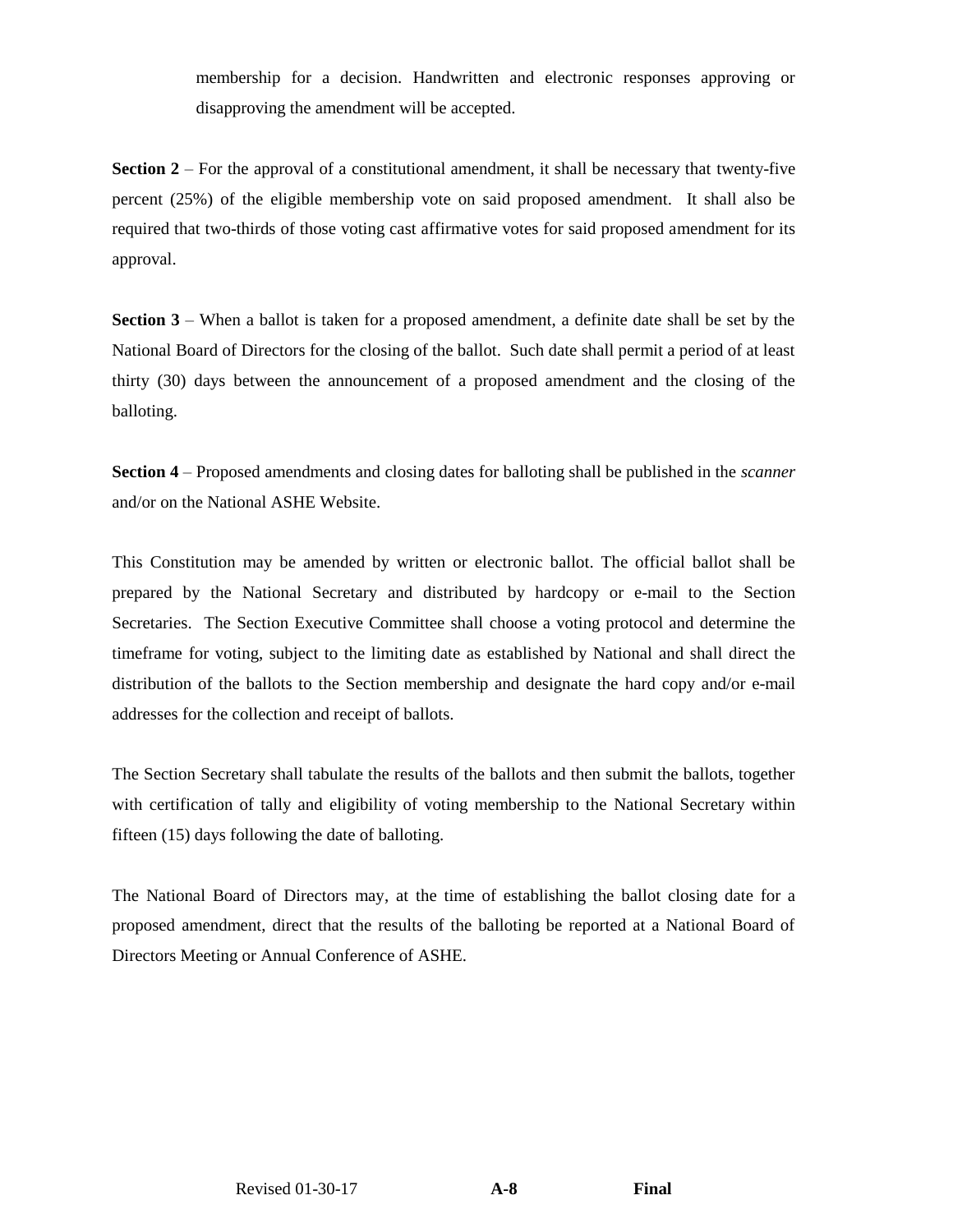membership for a decision. Handwritten and electronic responses approving or disapproving the amendment will be accepted.

**Section 2** – For the approval of a constitutional amendment, it shall be necessary that twenty-five percent (25%) of the eligible membership vote on said proposed amendment. It shall also be required that two-thirds of those voting cast affirmative votes for said proposed amendment for its approval.

**Section 3** – When a ballot is taken for a proposed amendment, a definite date shall be set by the National Board of Directors for the closing of the ballot. Such date shall permit a period of at least thirty (30) days between the announcement of a proposed amendment and the closing of the balloting.

**Section 4** – Proposed amendments and closing dates for balloting shall be published in the *scanner* and/or on the National ASHE Website.

This Constitution may be amended by written or electronic ballot. The official ballot shall be prepared by the National Secretary and distributed by hardcopy or e-mail to the Section Secretaries. The Section Executive Committee shall choose a voting protocol and determine the timeframe for voting, subject to the limiting date as established by National and shall direct the distribution of the ballots to the Section membership and designate the hard copy and/or e-mail addresses for the collection and receipt of ballots.

The Section Secretary shall tabulate the results of the ballots and then submit the ballots, together with certification of tally and eligibility of voting membership to the National Secretary within fifteen (15) days following the date of balloting.

The National Board of Directors may, at the time of establishing the ballot closing date for a proposed amendment, direct that the results of the balloting be reported at a National Board of Directors Meeting or Annual Conference of ASHE.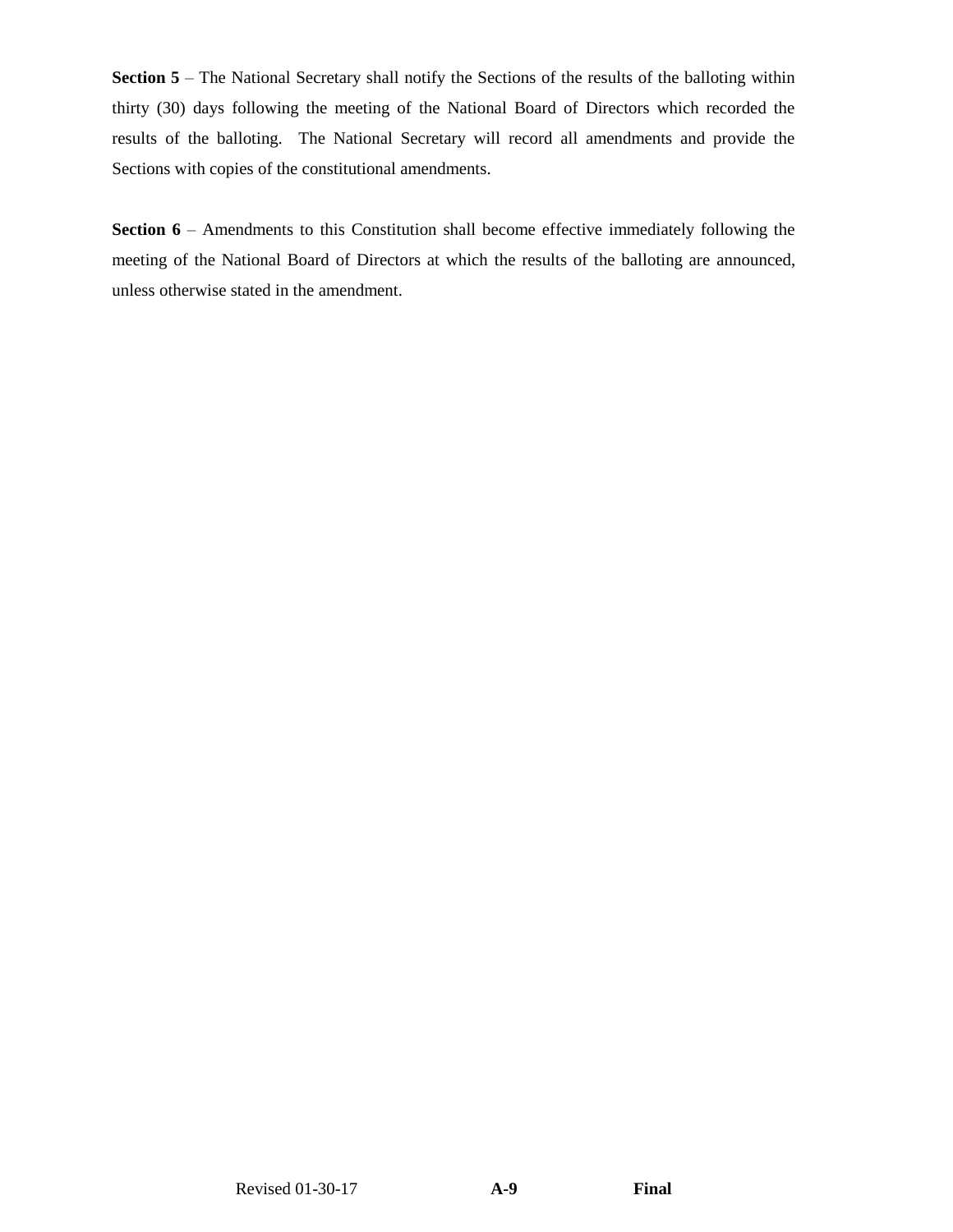**Section 5** – The National Secretary shall notify the Sections of the results of the balloting within thirty (30) days following the meeting of the National Board of Directors which recorded the results of the balloting. The National Secretary will record all amendments and provide the Sections with copies of the constitutional amendments.

**Section 6** – Amendments to this Constitution shall become effective immediately following the meeting of the National Board of Directors at which the results of the balloting are announced, unless otherwise stated in the amendment.